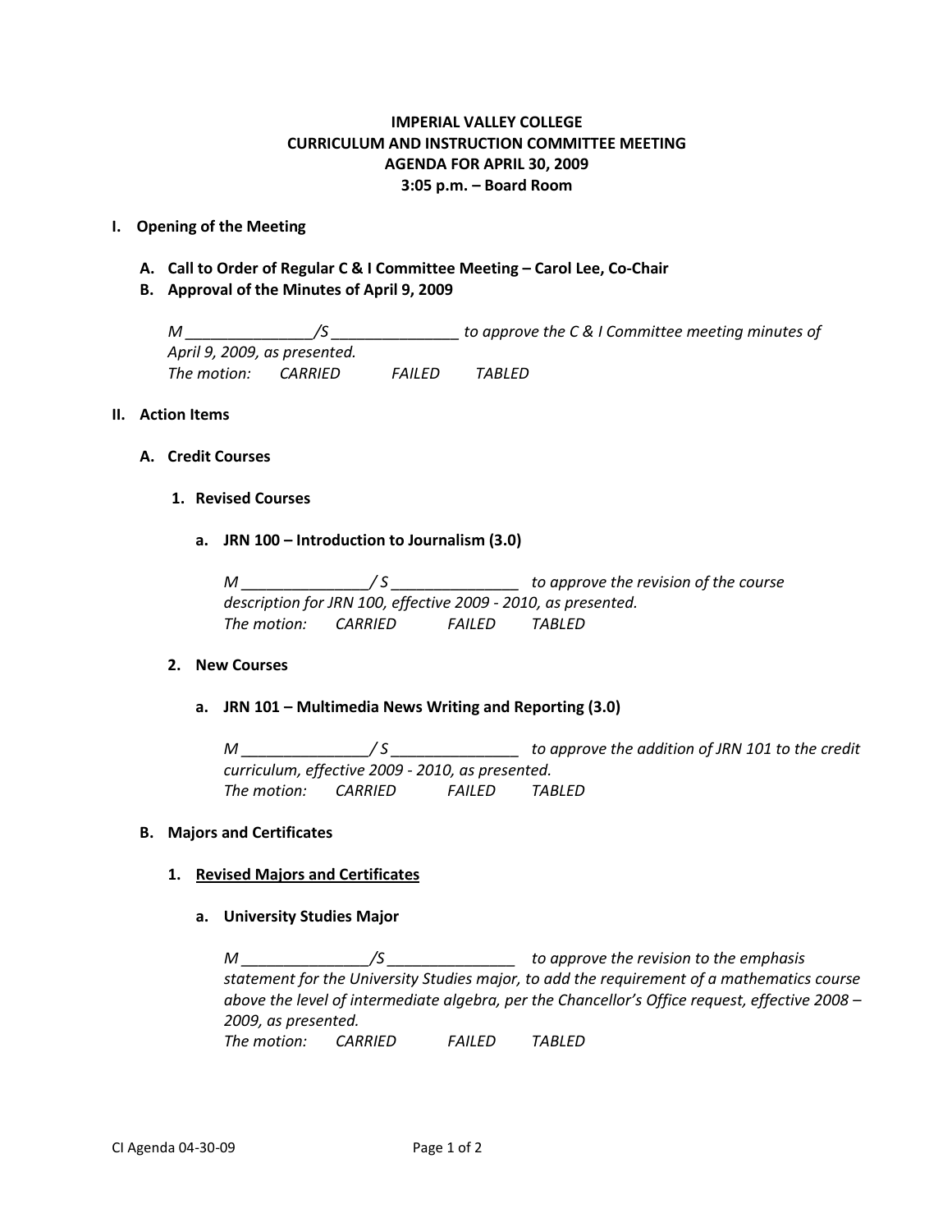**IMPERIAL VALLEY COLLEGE**
**CURRICULUM AND INSTRUCTION COMMITTEE MEETING**
**AGENDA FOR APRIL 30, 2009**
**3:05 p.m. – Board Room**

## I. Opening of the Meeting

### A. Call to Order of Regular C & I Committee Meeting – Carol Lee, Co-Chair

### B. Approval of the Minutes of April 9, 2009

*M _______________/S _______________ to approve the C & I Committee meeting minutes of April 9, 2009, as presented.*
*The motion: CARRIED FAILED TABLED*

## II. Action Items

### A. Credit Courses

#### 1. Revised Courses

##### a. JRN 100 – Introduction to Journalism (3.0)

*M _______________/ S _______________ to approve the revision of the course description for JRN 100, effective 2009 - 2010, as presented.*
*The motion: CARRIED FAILED TABLED*

#### 2. New Courses

##### a. JRN 101 – Multimedia News Writing and Reporting (3.0)

*M _______________/ S _______________ to approve the addition of JRN 101 to the credit curriculum, effective 2009 - 2010, as presented.*
*The motion: CARRIED FAILED TABLED*

### B. Majors and Certificates

#### 1. Revised Majors and Certificates

##### a. University Studies Major

*M _______________/S _______________ to approve the revision to the emphasis statement for the University Studies major, to add the requirement of a mathematics course above the level of intermediate algebra, per the Chancellor's Office request, effective 2008 – 2009, as presented.*
*The motion: CARRIED FAILED TABLED*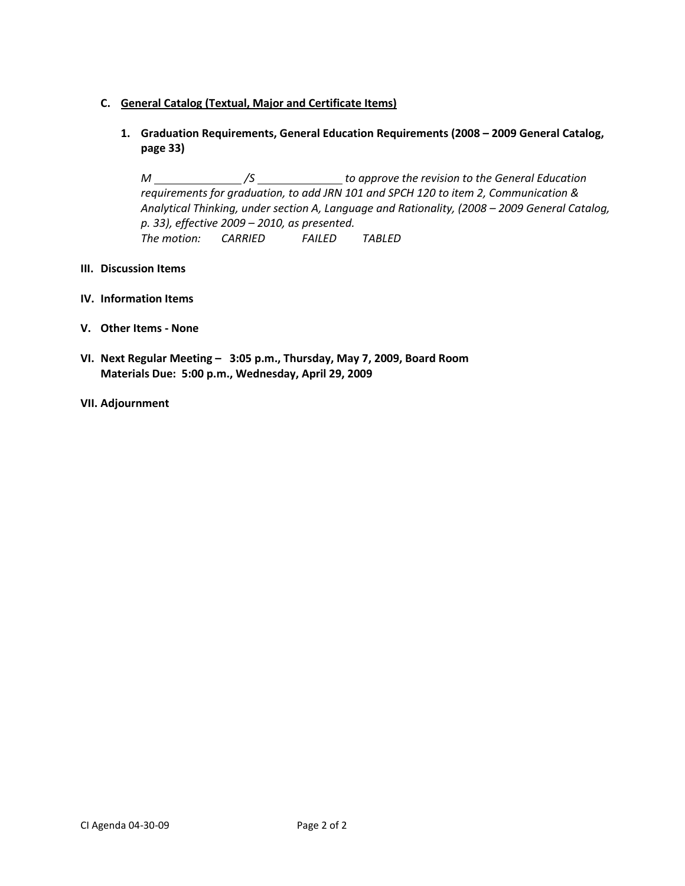### C. General Catalog (Textual, Major and Certificate Items)

**1. Graduation Requirements, General Education Requirements (2008 – 2009 General Catalog, page 33)**

*M \_\_\_\_\_\_\_\_\_\_\_\_\_\_ /S \_\_\_\_\_\_\_\_\_\_\_\_\_\_ to approve the revision to the General Education requirements for graduation, to add JRN 101 and SPCH 120 to item 2, Communication & Analytical Thinking, under section A, Language and Rationality, (2008 – 2009 General Catalog, p. 33), effective 2009 – 2010, as presented.*
*The motion: CARRIED FAILED TABLED*

## III. Discussion Items

## IV. Information Items

## V. Other Items - None

## VI. Next Regular Meeting – 3:05 p.m., Thursday, May 7, 2009, Board Room
**Materials Due: 5:00 p.m., Wednesday, April 29, 2009**

## VII. Adjournment